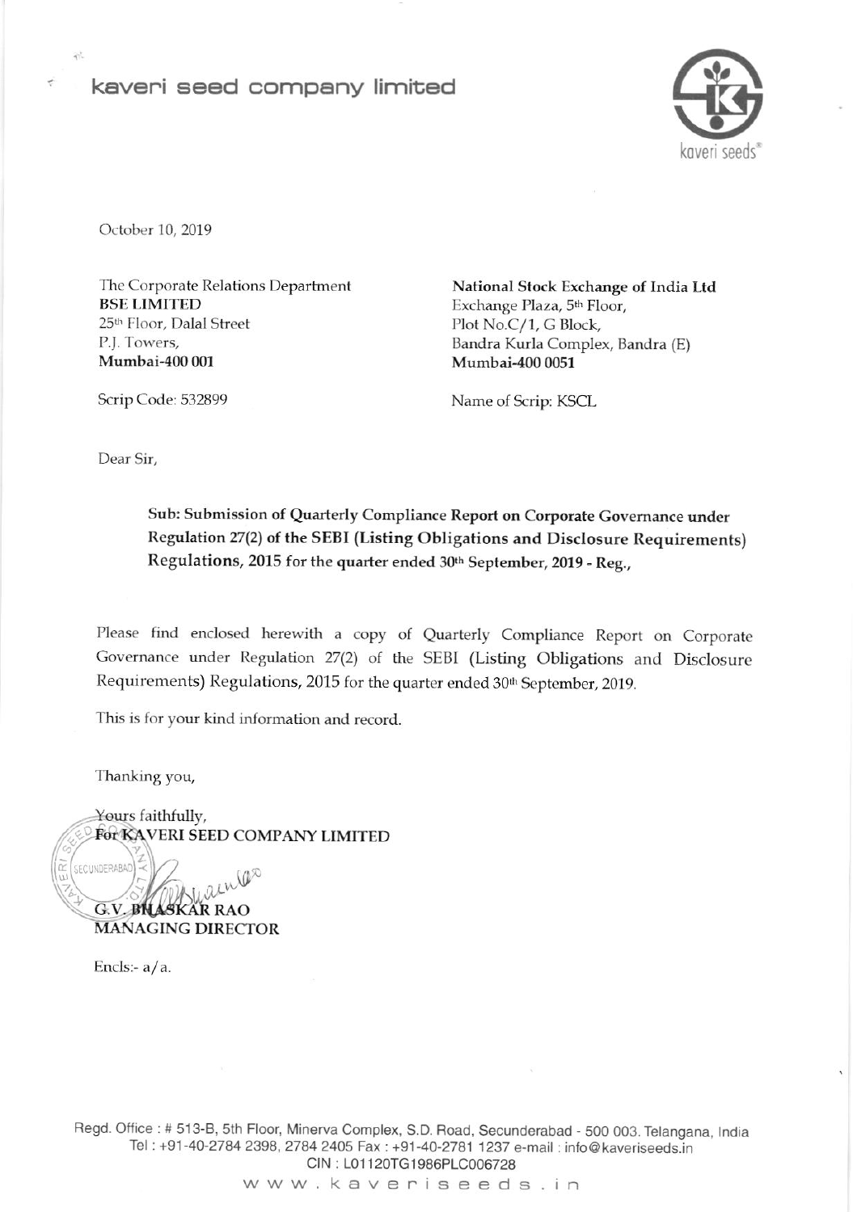# kaveri seed company limited

October 10, 2019

The Corporate Relations Department
**BSE LIMITED**
25th Floor, Dalal Street
P.J. Towers,
**Mumbai-400 001**

Scrip Code: 532899

**National Stock Exchange of India Ltd**
Exchange Plaza, 5th Floor,
Plot No.C/1, G Block,
Bandra Kurla Complex, Bandra (E)
**Mumbai-400 0051**

Name of Scrip: KSCL

Dear Sir,

**Sub: Submission of Quarterly Compliance Report on Corporate Governance under Regulation 27(2) of the SEBI (Listing Obligations and Disclosure Requirements) Regulations, 2015 for the quarter ended 30th September, 2019 - Reg.,**

Please find enclosed herewith a copy of Quarterly Compliance Report on Corporate Governance under Regulation 27(2) of the SEBI (Listing Obligations and Disclosure Requirements) Regulations, 2015 for the quarter ended 30th September, 2019.

This is for your kind information and record.

Thanking you,

Yours faithfully,
**For KAVERI SEED COMPANY LIMITED**

**G.V. BHASKAR RAO**
**MANAGING DIRECTOR**

Encls:- a/a.

Regd. Office : # 513-B, 5th Floor, Minerva Complex, S.D. Road, Secunderabad - 500 003. Telangana, India
Tel : +91-40-2784 2398, 2784 2405 Fax : +91-40-2781 1237 e-mail : info@kaveriseeds.in
CIN : L01120TG1986PLC006728
www.kaveriseeds.in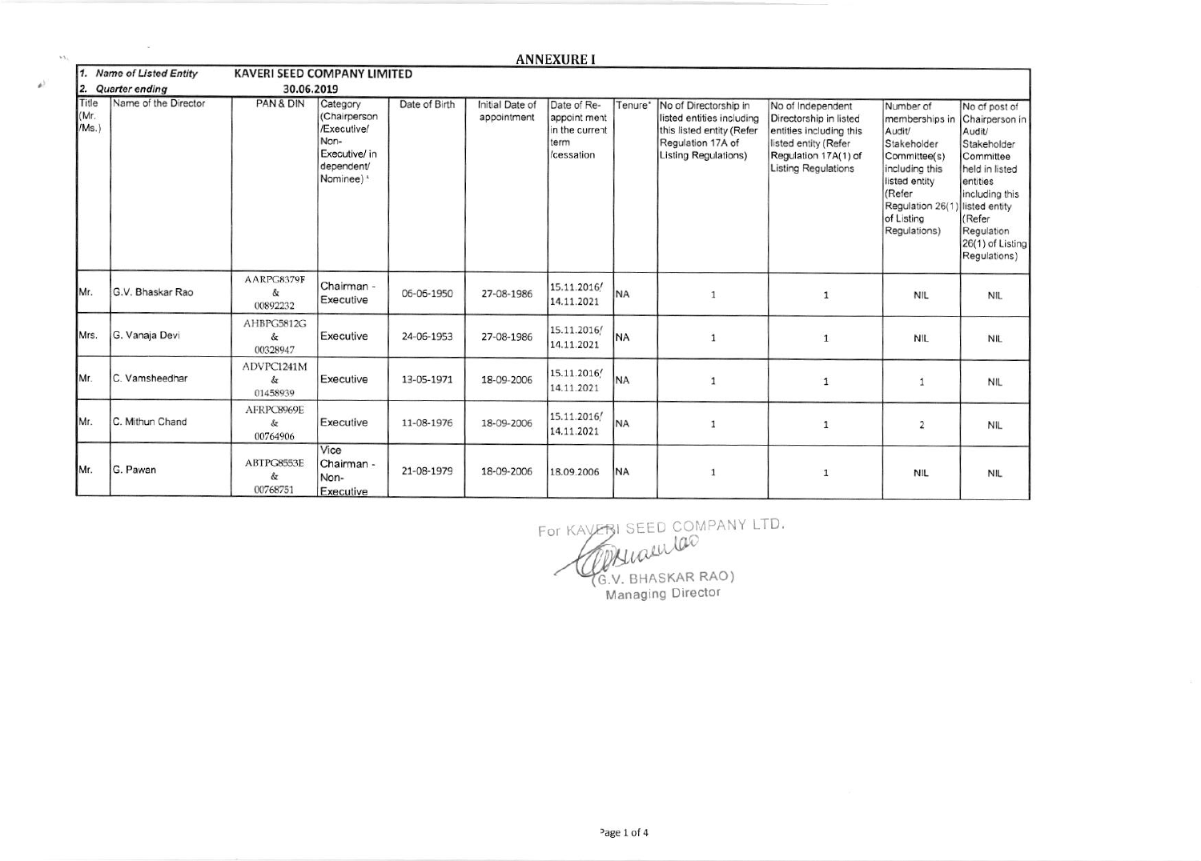# ANNEXURE I

| 1. *Name of Listed Entity* | KAVERI SEED COMPANY LIMITED |
|---|---|
| 2. *Quarter ending* | 30.06.2019 |

| Title (Mr. /Ms.) | Name of the Director | PAN & DIN | Category (Chairperson /Executive/ Non-Executive/ in dependent/ Nominee) * | Date of Birth | Initial Date of appointment | Date of Re-appoint ment in the current term /cessation | Tenure* | No of Directorship in listed entities including this listed entity (Refer Regulation 17A of Listing Regulations) | No of Independent Directorship in listed entities including this listed entity (Refer Regulation 17A(1) of Listing Regulations | Number of memberships in Audit/ Stakeholder Committee(s) including this listed entity (Refer Regulation 26(1) of Listing Regulations) | No of post of Chairperson in Audit/ Stakeholder Committee held in listed entities including this listed entity (Refer Regulation 26(1) of Listing Regulations) |
|---|---|---|---|---|---|---|---|---|---|---|---|
| Mr. | G.V. Bhaskar Rao | AARPG8379F & 00892232 | Chairman - Executive | 06-06-1950 | 27-08-1986 | 15.11.2016/ 14.11.2021 | NA | 1 | 1 | NIL | NIL |
| Mrs. | G. Vanaja Devi | AHBPG5812G & 00328947 | Executive | 24-06-1953 | 27-08-1986 | 15.11.2016/ 14.11.2021 | NA | 1 | 1 | NIL | NIL |
| Mr. | C. Vamsheedhar | ADVPC1241M & 01458939 | Executive | 13-05-1971 | 18-09-2006 | 15.11.2016/ 14.11.2021 | NA | 1 | 1 | 1 | NIL |
| Mr. | C. Mithun Chand | AFRPC8969E & 00764906 | Executive | 11-08-1976 | 18-09-2006 | 15.11.2016/ 14.11.2021 | NA | 1 | 1 | 2 | NIL |
| Mr. | G. Pawan | ABTPG8553E & 00768751 | Vice Chairman - Non-Executive | 21-08-1979 | 18-09-2006 | 18.09.2006 | NA | 1 | 1 | NIL | NIL |

For KAVERI SEED COMPANY LTD.

(G.V. BHASKAR RAO)
Managing Director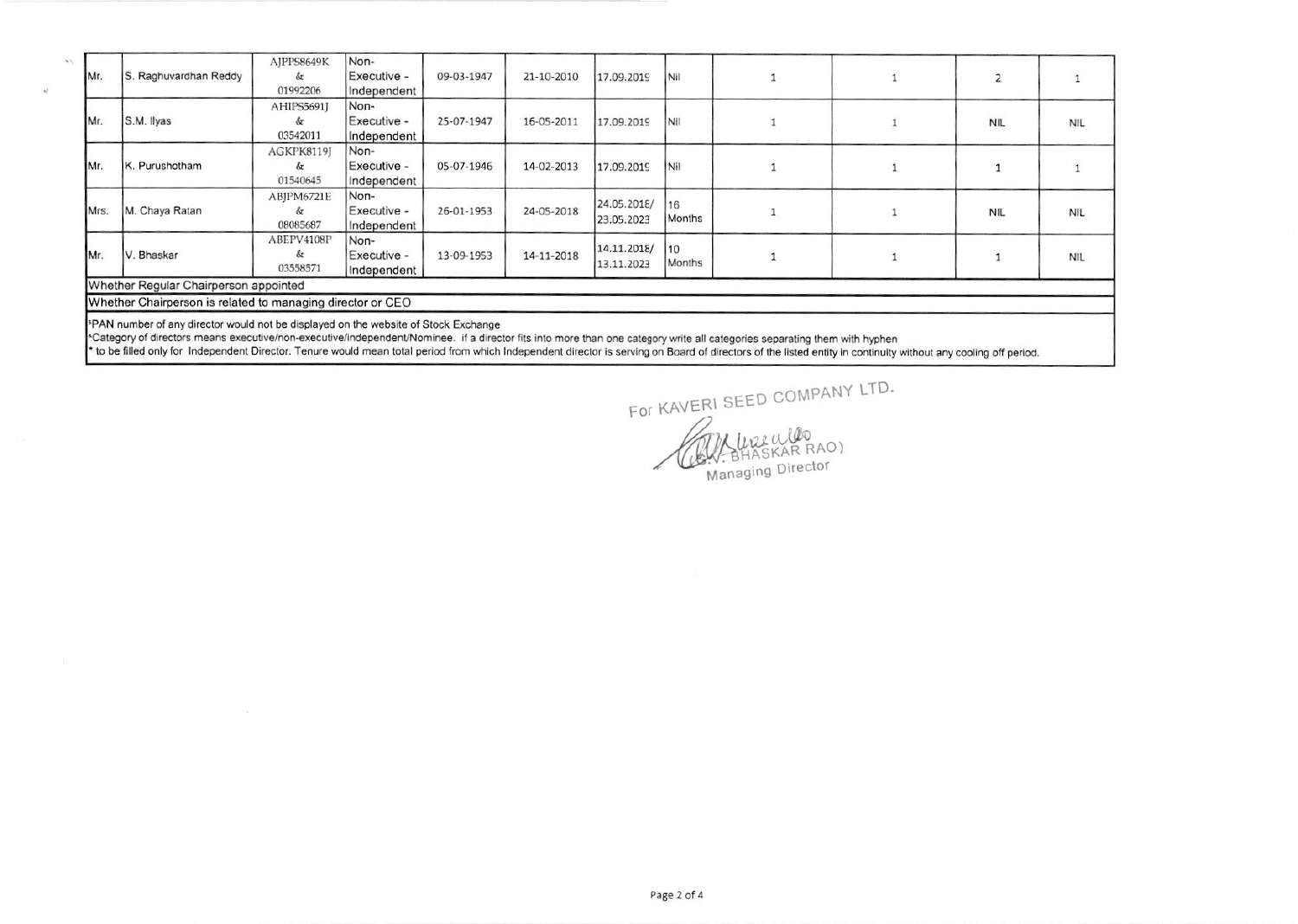| | | | | | | | | | | | |
|---|---|---|---|---|---|---|---|---|---|---|---|
| Mr. | S. Raghuvardhan Reddy | AJPPS8649K & 01992206 | Non-Executive - Independent | 09-03-1947 | 21-10-2010 | 17.09.2019 | Nil | 1 | 1 | 2 | 1 |
| Mr. | S.M. Ilyas | AHIPS5691J & 03542011 | Non-Executive - Independent | 25-07-1947 | 16-05-2011 | 17.09.2019 | Nil | 1 | 1 | NIL | NIL |
| Mr. | K. Purushotham | AGKPK8119J & 01540645 | Non-Executive - Independent | 05-07-1946 | 14-02-2013 | 17.09.2019 | Nil | 1 | 1 | 1 | 1 |
| Mrs. | M. Chaya Ratan | ABJPM6721E & 08085687 | Non-Executive - Independent | 26-01-1953 | 24-05-2018 | 24.05.2018/ 23.05.2023 | 16 Months | 1 | 1 | NIL | NIL |
| Mr. | V. Bhaskar | ABEPV4108P & 03558571 | Non-Executive - Independent | 13-09-1953 | 14-11-2018 | 14.11.2018/ 13.11.2023 | 10 Months | 1 | 1 | 1 | NIL |
| Whether Regular Chairperson appointed | | | | | | | | | | | |
| Whether Chairperson is related to managing director or CEO | | | | | | | | | | | |

$PAN number of any director would not be displayed on the website of Stock Exchange

&Category of directors means executive/non-executive/independent/Nominee. if a director fits into more than one category write all categories separating them with hyphen

\* to be filled only for Independent Director. Tenure would mean total period from which Independent director is serving on Board of directors of the listed entity in continuity without any cooling off period.

For KAVERI SEED COMPANY LTD.

(G.V. BHASKAR RAO)
Managing Director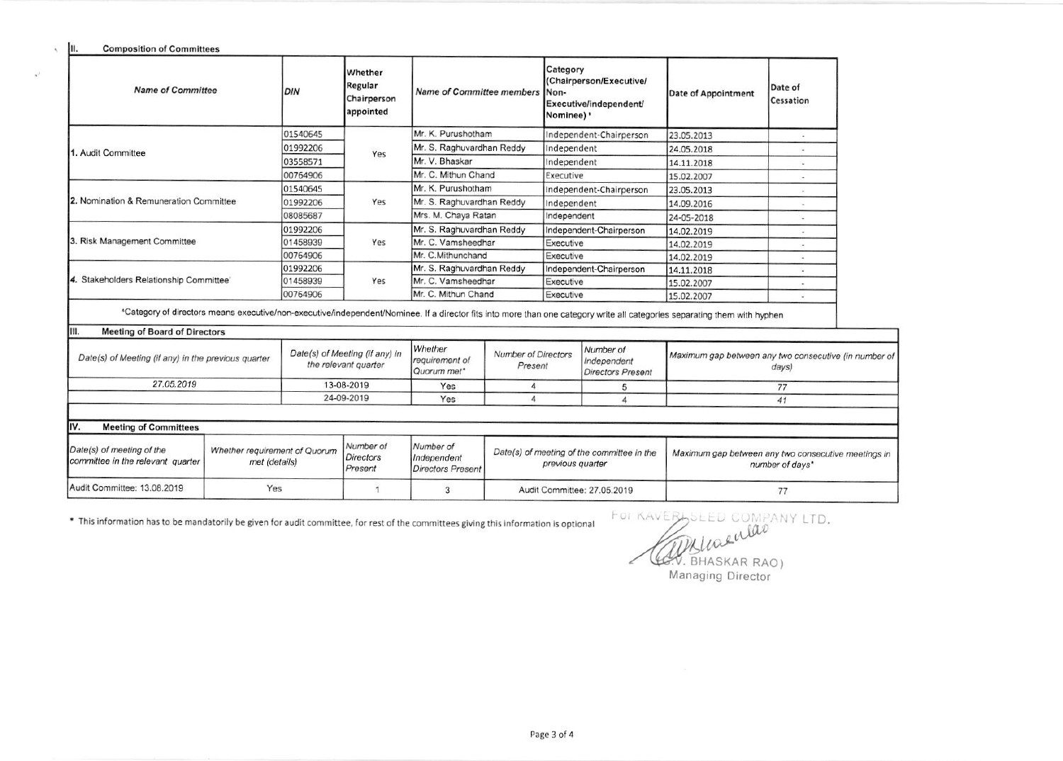## II. Composition of Committees

| Name of Committee | DIN | Whether Regular Chairperson appointed | Name of Committee members | Category (Chairperson/Executive/ Non-Executive/independent/ Nominee) * | Date of Appointment | Date of Cessation |
|---|---|---|---|---|---|---|
| 1. Audit Committee | 01540645 | Yes | Mr. K. Purushotham | Independent-Chairperson | 23.05.2013 | - |
| | 01992206 | | Mr. S. Raghuvardhan Reddy | Independent | 24.05.2018 | - |
| | 03558571 | | Mr. V. Bhaskar | Independent | 14.11.2018 | - |
| | 00764906 | | Mr. C. Mithun Chand | Executive | 15.02.2007 | - |
| 2. Nomination & Remuneration Committee | 01540645 | Yes | Mr. K. Purushotham | Independent-Chairperson | 23.05.2013 | - |
| | 01992206 | | Mr. S. Raghuvardhan Reddy | Independent | 14.09.2016 | - |
| | 08085687 | | Mrs. M. Chaya Ratan | Independent | 24-05-2018 | - |
| 3. Risk Management Committee | 01992206 | Yes | Mr. S. Raghuvardhan Reddy | Independent-Chairperson | 14.02.2019 | - |
| | 01458939 | | Mr. C. Vamsheedhar | Executive | 14.02.2019 | - |
| | 00764906 | | Mr. C.Mithunchand | Executive | 14.02.2019 | - |
| 4. Stakeholders Relationship Committee' | 01992206 | Yes | Mr. S. Raghuvardhan Reddy | Independent-Chairperson | 14.11.2018 | - |
| | 01458939 | | Mr. C. Vamsheedhar | Executive | 15.02.2007 | - |
| | 00764906 | | Mr. C. Mithun Chand | Executive | 15.02.2007 | - |

*Category of directors means executive/non-executive/independent/Nominee. If a director fits into more than one category write all categories separating them with hyphen

## III. Meeting of Board of Directors

| Date(s) of Meeting (if any) in the previous quarter | Date(s) of Meeting (if any) in the relevant quarter | Whether requirement of Quorum met* | Number of Directors Present | Number of Independent Directors Present | Maximum gap between any two consecutive (in number of days) |
|---|---|---|---|---|---|
| 27.05.2019 | 13-08-2019 | Yes | 4 | 5 | 77 |
| | 24-09-2019 | Yes | 4 | 4 | 41 |

## IV. Meeting of Committees

| Date(s) of meeting of the committee in the relevant quarter | Whether requirement of Quorum met (details) | Number of Directors Present | Number of Independent Directors Present | Date(s) of meeting of the committee in the previous quarter | Maximum gap between any two consecutive meetings in number of days* |
|---|---|---|---|---|---|
| Audit Committee: 13.08.2019 | Yes | 1 | 3 | Audit Committee: 27.05.2019 | 77 |

\* This information has to be mandatorily be given for audit committee, for rest of the committees giving this information is optional

For KAVERI SEED COMPANY LTD.

(G.V. BHASKAR RAO)
Managing Director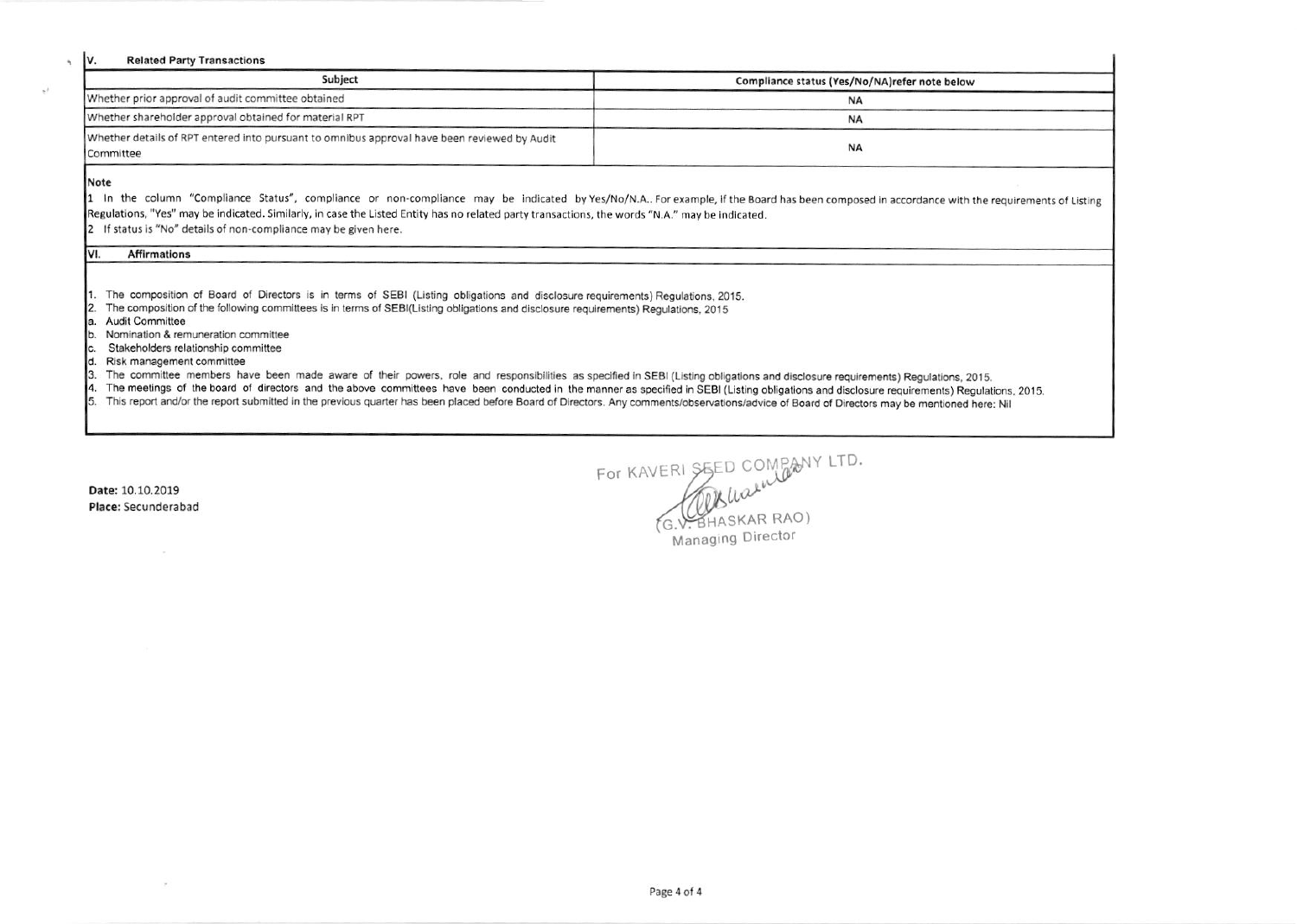## V. Related Party Transactions

| Subject | Compliance status (Yes/No/NA)refer note below |
| --- | --- |
| Whether prior approval of audit committee obtained | NA |
| Whether shareholder approval obtained for material RPT | NA |
| Whether details of RPT entered into pursuant to omnibus approval have been reviewed by Audit Committee | NA |

**Note**

1 In the column "Compliance Status", compliance or non-compliance may be indicated by Yes/No/N.A.. For example, if the Board has been composed in accordance with the requirements of Listing Regulations, "Yes" may be indicated. Similarly, in case the Listed Entity has no related party transactions, the words "N.A." may be indicated.

2 If status is "No" details of non-compliance may be given here.

## VI. Affirmations

1. The composition of Board of Directors is in terms of SEBI (Listing obligations and disclosure requirements) Regulations, 2015.
2. The composition of the following committees is in terms of SEBI(Listing obligations and disclosure requirements) Regulations, 2015
   a. Audit Committee
   b. Nomination & remuneration committee
   c. Stakeholders relationship committee
   d. Risk management committee
3. The committee members have been made aware of their powers, role and responsibilities as specified in SEBI (Listing obligations and disclosure requirements) Regulations, 2015.
4. The meetings of the board of directors and the above committees have been conducted in the manner as specified in SEBI (Listing obligations and disclosure requirements) Regulations, 2015.
5. This report and/or the report submitted in the previous quarter has been placed before Board of Directors. Any comments/observations/advice of Board of Directors may be mentioned here: Nil

**Date:** 10.10.2019
**Place:** Secunderabad

For KAVERI SEED COMPANY LTD.

(G.V. BHASKAR RAO)
Managing Director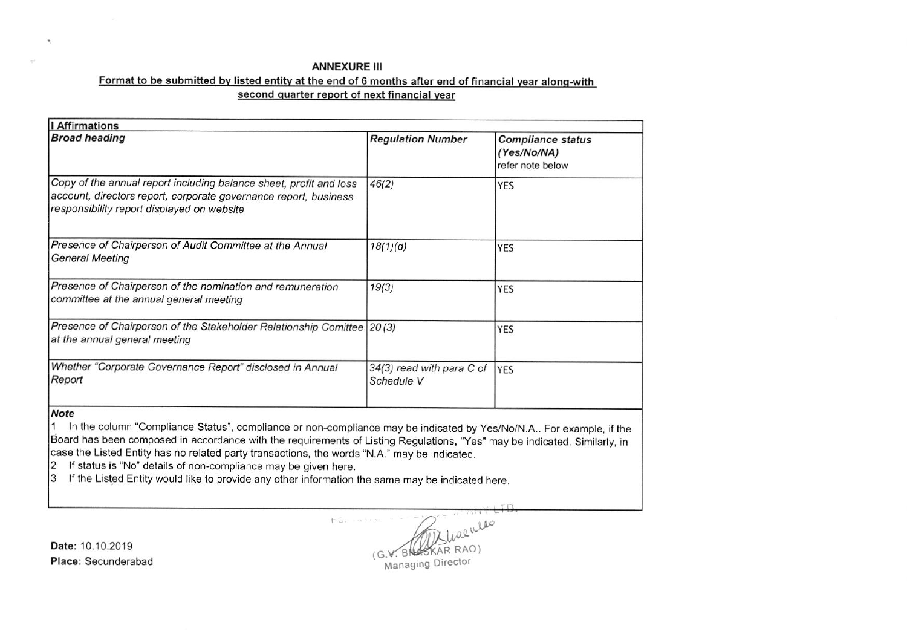**ANNEXURE III**

**Format to be submitted by listed entity at the end of 6 months after end of financial year along-with second quarter report of next financial year**

| I Affirmations | | |
|---|---|---|
| ***Broad heading*** | ***Regulation Number*** | ***Compliance status (Yes/No/NA)*** refer note below |
| *Copy of the annual report including balance sheet, profit and loss account, directors report, corporate governance report, business responsibility report displayed on website* | *46(2)* | YES |
| *Presence of Chairperson of Audit Committee at the Annual General Meeting* | *18(1)(d)* | YES |
| *Presence of Chairperson of the nomination and remuneration committee at the annual general meeting* | *19(3)* | YES |
| *Presence of Chairperson of the Stakeholder Relationship Comittee at the annual general meeting* | *20(3)* | YES |
| *Whether "Corporate Governance Report" disclosed in Annual Report* | *34(3) read with para C of Schedule V* | YES |

***Note***

1 In the column "Compliance Status", compliance or non-compliance may be indicated by Yes/No/N.A.. For example, if the Board has been composed in accordance with the requirements of Listing Regulations, "Yes" may be indicated. Similarly, in case the Listed Entity has no related party transactions, the words "N.A." may be indicated.

2 If status is "No" details of non-compliance may be given here.

3 If the Listed Entity would like to provide any other information the same may be indicated here.

**Date:** 10.10.2019

**Place:** Secunderabad

(G.V. BHASKAR RAO)

Managing Director